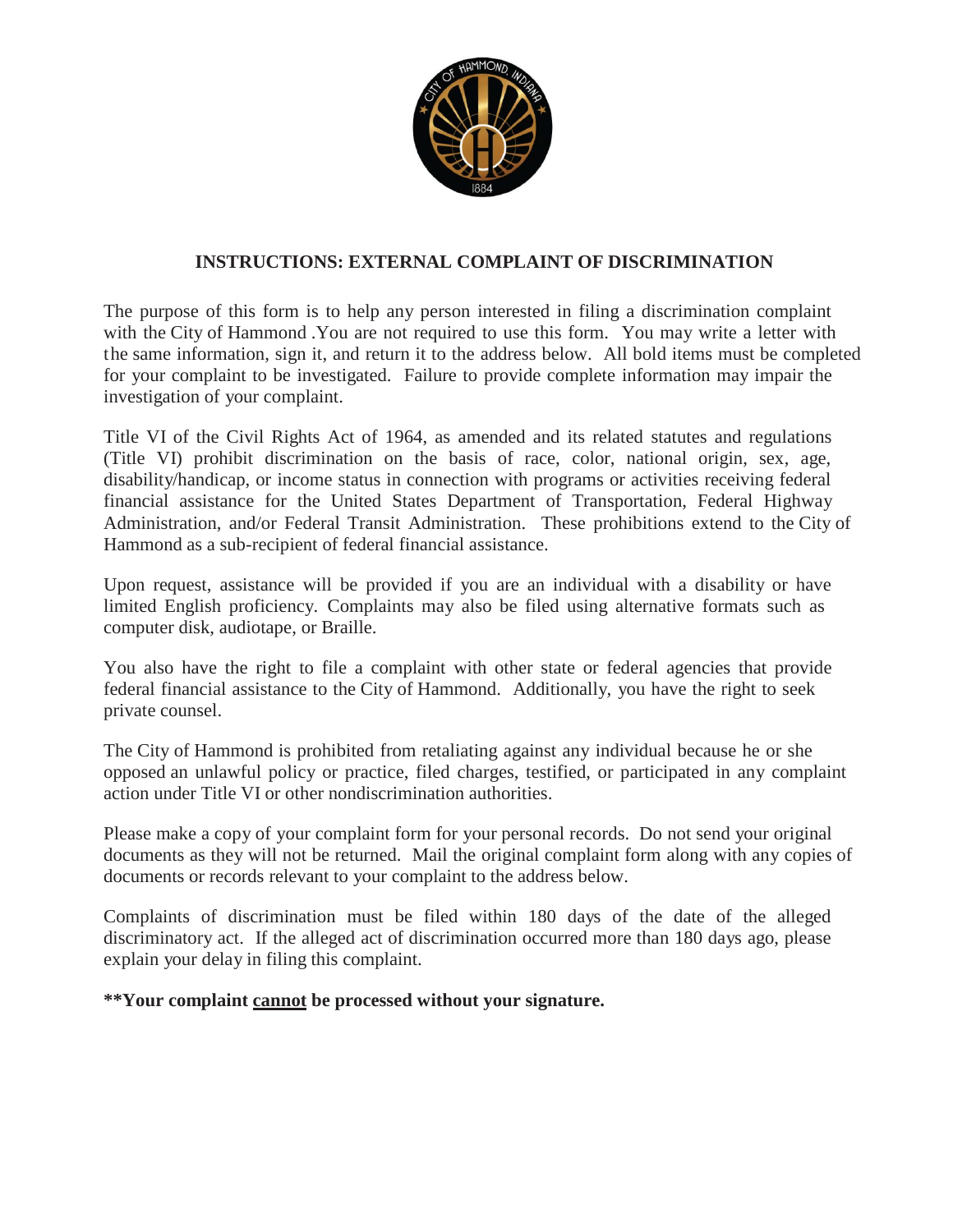## INSTRUCTIONS: EXTERNAL COMPLAINT OF DISCRIMINATION

The purpose of this form is to help any person interested in filing a discrimination complaint with the City of Hammond .You are not required to use this form. You may write a letter with the same information, sign it, and return it to the address below. All bold items must be completed for your complaint to be investigated. Failure to provide complete information may impair the investigation of your complaint.

Title VI of the Civil Rights Act of 1964, as amended and its related statutes and regulations (Title VI) prohibit discrimination on the basis of race, color, national origin, sex, age, disability/handicap, or income status in connection with programs or activities receiving federal financial assistance for the United States Department of Transportation, Federal Highway Administration, and/or Federal Transit Administration. These prohibitions extend to the City of Hammond as a sub-recipient of federal financial assistance.

Upon request, assistance will be provided if you are an individual with a disability or have limited English proficiency. Complaints may also be filed using alternative formats such as computer disk, audiotape, or Braille.

You also have the right to file a complaint with other state or federal agencies that provide federal financial assistance to the City of Hammond. Additionally, you have the right to seek private counsel.

The City of Hammond is prohibited from retaliating against any individual because he or she opposed an unlawful policy or practice, filed charges, testified, or participated in any complaint action under Title VI or other nondiscrimination authorities.

Please make a copy of your complaint form for your personal records. Do not send your original documents as they will not be returned. Mail the original complaint form along with any copies of documents or records relevant to your complaint to the address below.

Complaints of discrimination must be filed within 180 days of the date of the alleged discriminatory act. If the alleged act of discrimination occurred more than 180 days ago, please explain your delay in filing this complaint.

**\*\*Your complaint <u>cannot</u> be processed without your signature.**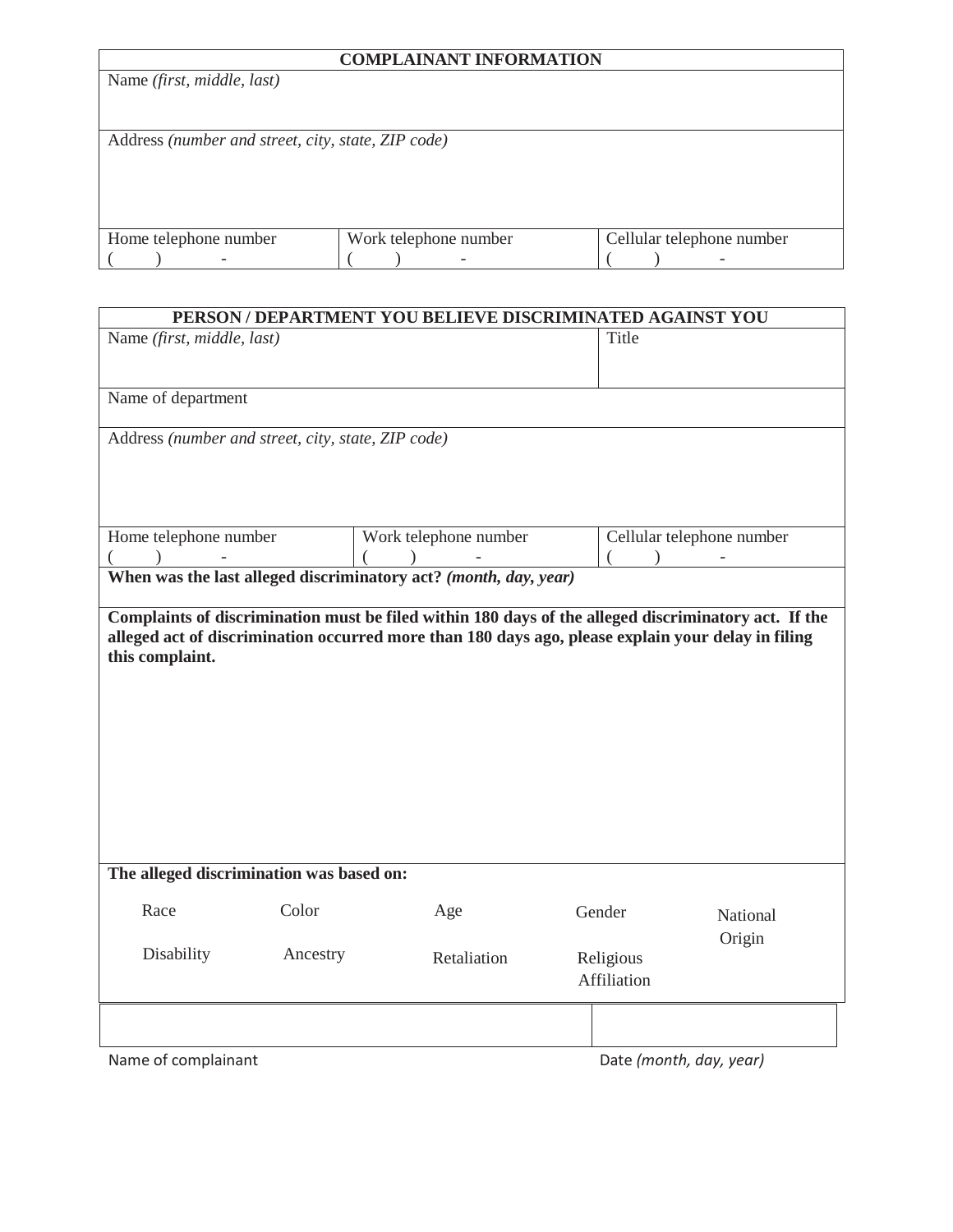| COMPLAINANT INFORMATION | | |
| --- | --- | --- |
| Name *(first, middle, last)* | | |
| Address *(number and street, city, state, ZIP code)* | | |
| Home telephone number<br>(    )        - | Work telephone number<br>(    )        - | Cellular telephone number<br>(    )        - |

| PERSON / DEPARTMENT YOU BELIEVE DISCRIMINATED AGAINST YOU | | |
| --- | --- | --- |
| Name *(first, middle, last)* | | Title |
| Name of department | | |
| Address *(number and street, city, state, ZIP code)* | | |
| Home telephone number<br>(    )        - | Work telephone number<br>(    )        - | Cellular telephone number<br>(    )        - |
| **When was the last alleged discriminatory act? *(month, day, year)*** | | |
| **Complaints of discrimination must be filed within 180 days of the alleged discriminatory act. If the alleged act of discrimination occurred more than 180 days ago, please explain your delay in filing this complaint.** | | |

**The alleged discrimination was based on:**

| | | | | |
| --- | --- | --- | --- | --- |
| Race | Color | Age | Gender | National Origin |
| Disability | Ancestry | Retaliation | Religious Affiliation | |

| | |
| --- | --- |
| | |
| Name of complainant | Date *(month, day, year)* |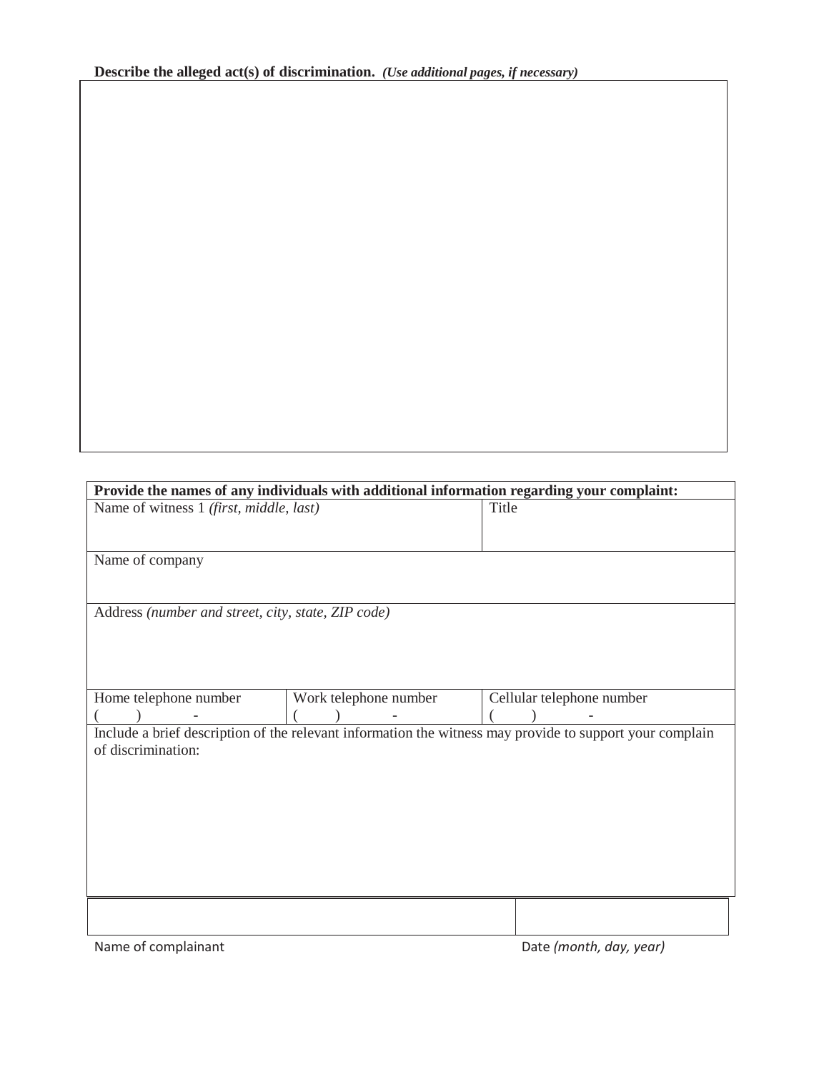**Describe the alleged act(s) of discrimination.** ***(Use additional pages, if necessary)***

| |
|---|
| |

| **Provide the names of any individuals with additional information regarding your complaint:** | | |
|---|---|---|
| Name of witness 1 *(first, middle, last)* | | Title |
| Name of company | | |
| Address *(number and street, city, state, ZIP code)* | | |
| Home telephone number<br>(     )     - | Work telephone number<br>(     )     - | Cellular telephone number<br>(     )     - |
| Include a brief description of the relevant information the witness may provide to support your complain of discrimination: | | |

| | |
|---|---|
| | |
| Name of complainant | Date *(month, day, year)* |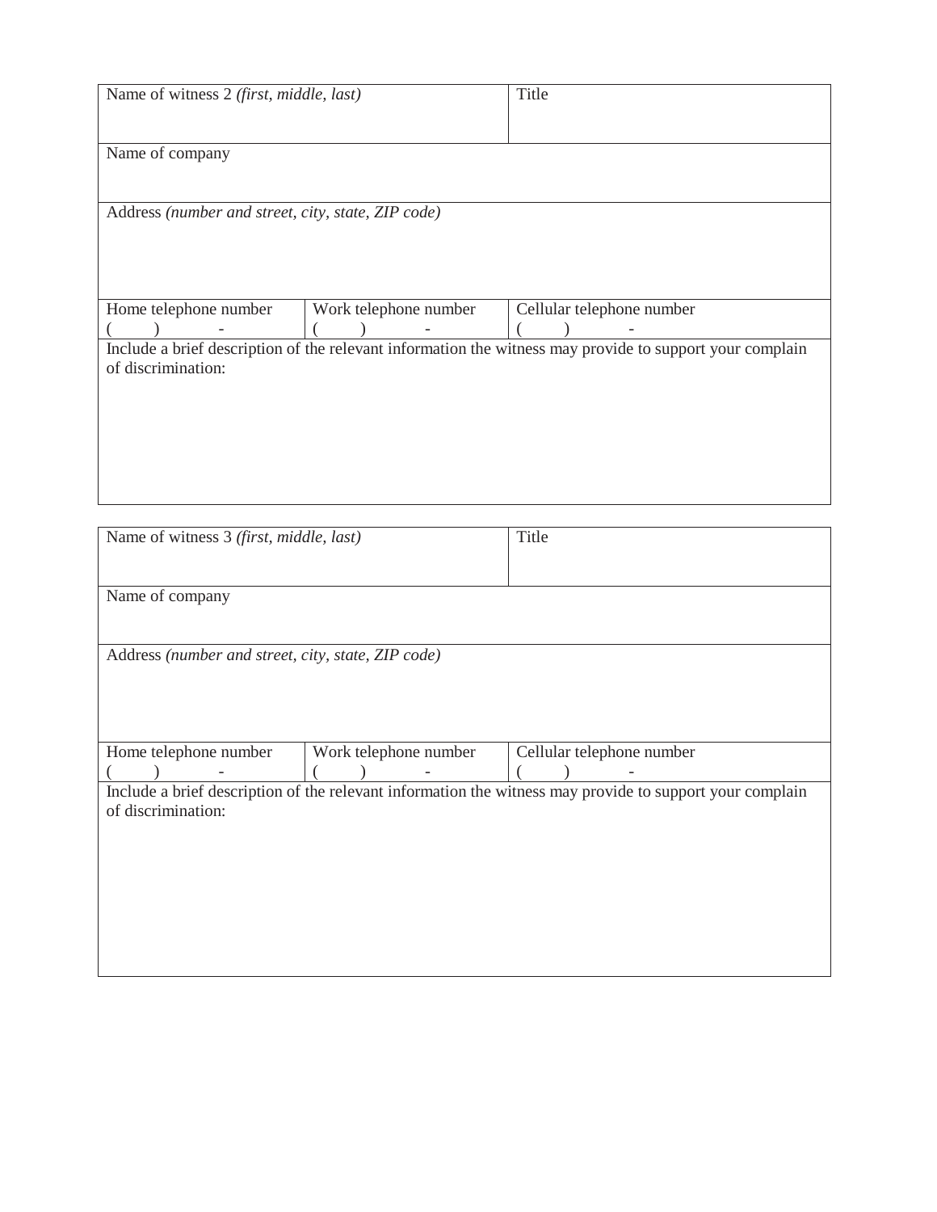| | | |
|---|---|---|
| Name of witness 2 *(first, middle, last)* | | Title |
| Name of company | | |
| Address *(number and street, city, state, ZIP code)* | | |
| Home telephone number<br>(     )     - | Work telephone number<br>(     )     - | Cellular telephone number<br>(     )     - |
| Include a brief description of the relevant information the witness may provide to support your complain of discrimination: | | |

| | | |
|---|---|---|
| Name of witness 3 *(first, middle, last)* | | Title |
| Name of company | | |
| Address *(number and street, city, state, ZIP code)* | | |
| Home telephone number<br>(     )     - | Work telephone number<br>(     )     - | Cellular telephone number<br>(     )     - |
| Include a brief description of the relevant information the witness may provide to support your complain of discrimination: | | |